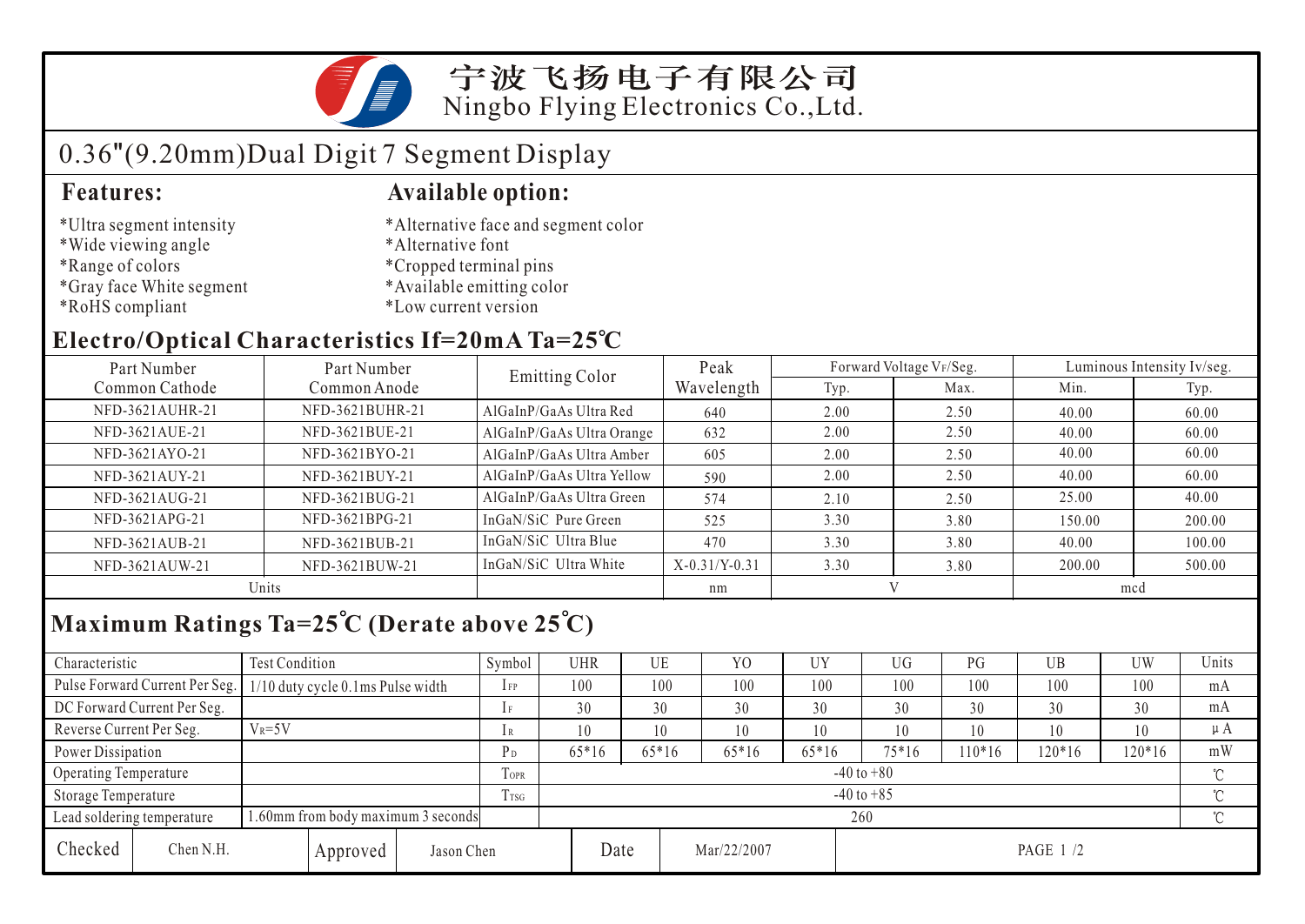# 宁波飞扬电子有限公司

Ningbo Flying Electronics Co.,Ltd.

## 0.36"(9.20mm)Dual Digit 7 Segment Display

### Features:

*Ultra segment intensity
*Wide viewing angle
*Range of colors
*Gray face White segment
*RoHS compliant

### Available option:

*Alternative face and segment color
*Alternative font
*Cropped terminal pins
*Available emitting color
*Low current version

## Electro/Optical Characteristics If=20mA Ta=25℃

| Part Number Common Cathode | Part Number Common Anode | Emitting Color | Peak Wavelength | Forward Voltage $V_F$/Seg. | | Luminous Intensity Iv/seg. | |
|---|---|---|---|---|---|---|---|
| | | | | Typ. | Max. | Min. | Typ. |
| NFD-3621AUHR-21 | NFD-3621BUHR-21 | AlGaInP/GaAs Ultra Red | 640 | 2.00 | 2.50 | 40.00 | 60.00 |
| NFD-3621AUE-21 | NFD-3621BUE-21 | AlGaInP/GaAs Ultra Orange | 632 | 2.00 | 2.50 | 40.00 | 60.00 |
| NFD-3621AYO-21 | NFD-3621BYO-21 | AlGaInP/GaAs Ultra Amber | 605 | 2.00 | 2.50 | 40.00 | 60.00 |
| NFD-3621AUY-21 | NFD-3621BUY-21 | AlGaInP/GaAs Ultra Yellow | 590 | 2.00 | 2.50 | 40.00 | 60.00 |
| NFD-3621AUG-21 | NFD-3621BUG-21 | AlGaInP/GaAs Ultra Green | 574 | 2.10 | 2.50 | 25.00 | 40.00 |
| NFD-3621APG-21 | NFD-3621BPG-21 | InGaN/SiC Pure Green | 525 | 3.30 | 3.80 | 150.00 | 200.00 |
| NFD-3621AUB-21 | NFD-3621BUB-21 | InGaN/SiC Ultra Blue | 470 | 3.30 | 3.80 | 40.00 | 100.00 |
| NFD-3621AUW-21 | NFD-3621BUW-21 | InGaN/SiC Ultra White | X-0.31/Y-0.31 | 3.30 | 3.80 | 200.00 | 500.00 |
| Units | | | nm | V | | mcd | |

## Maximum Ratings Ta=25℃ (Derate above 25℃)

| Characteristic | Test Condition | Symbol | UHR | UE | YO | UY | UG | PG | UB | UW | Units |
|---|---|---|---|---|---|---|---|---|---|---|---|
| Pulse Forward Current Per Seg. | 1/10 duty cycle 0.1ms Pulse width | $I_{FP}$ | 100 | 100 | 100 | 100 | 100 | 100 | 100 | 100 | mA |
| DC Forward Current Per Seg. | | $I_F$ | 30 | 30 | 30 | 30 | 30 | 30 | 30 | 30 | mA |
| Reverse Current Per Seg. | $V_R$=5V | $I_R$ | 10 | 10 | 10 | 10 | 10 | 10 | 10 | 10 | μA |
| Power Dissipation | | $P_D$ | 65*16 | 65*16 | 65*16 | 65*16 | 75*16 | 110*16 | 120*16 | 120*16 | mW |
| Operating Temperature | | $T_{OPR}$ | -40 to +80 | | | | | | | | ℃ |
| Storage Temperature | | $T_{TSG}$ | -40 to +85 | | | | | | | | ℃ |
| Lead soldering temperature | 1.60mm from body maximum 3 seconds | | 260 | | | | | | | | ℃ |

| Checked | Chen N.H. | Approved | Jason Chen | Date | Mar/22/2007 |
|---|---|---|---|---|---|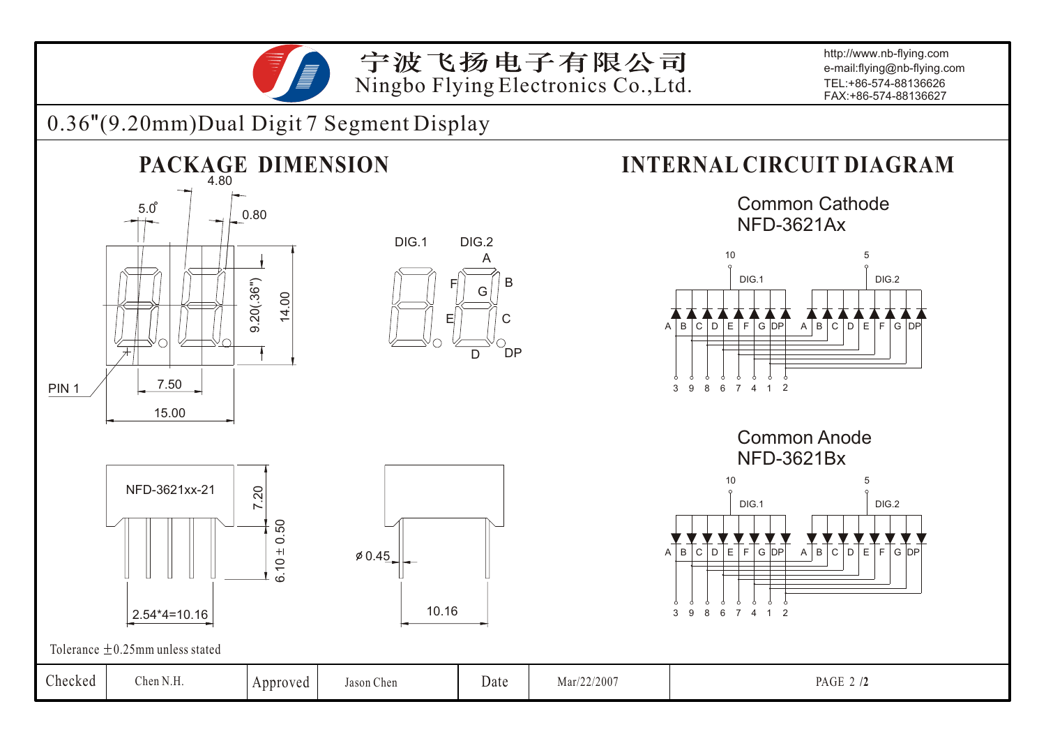宁波飞扬电子有限公司
Ningbo Flying Electronics Co.,Ltd.

http://www.nb-flying.com
e-mail:flying@nb-flying.com
TEL:+86-574-88136626
FAX:+86-574-88136627

# 0.36"(9.20mm)Dual Digit 7 Segment Display

## PACKAGE DIMENSION

4.80
5.0°
0.80
9.20(.36")
14.00
PIN 1
7.50
15.00

DIG.1
DIG.2
A
B
C
D
E
F
G
DP

NFD-3621xx-21
7.20
6.10 ± 0.50
2.54*4=10.16
ø 0.45
10.16

## INTERNAL CIRCUIT DIAGRAM

### Common Cathode
### NFD-3621Ax

10
5
DIG.1
DIG.2
A B C D E F G DP A B C D E F G DP
3 9 8 6 7 4 1 2

### Common Anode
### NFD-3621Bx

10
5
DIG.1
DIG.2
A B C D E F G DP A B C D E F G DP
3 9 8 6 7 4 1 2

Tolerance ±0.25mm unless stated

| Checked | Chen N.H. | Approved | Jason Chen | Date | Mar/22/2007 | PAGE 2 /2 |
|---|---|---|---|---|---|---|